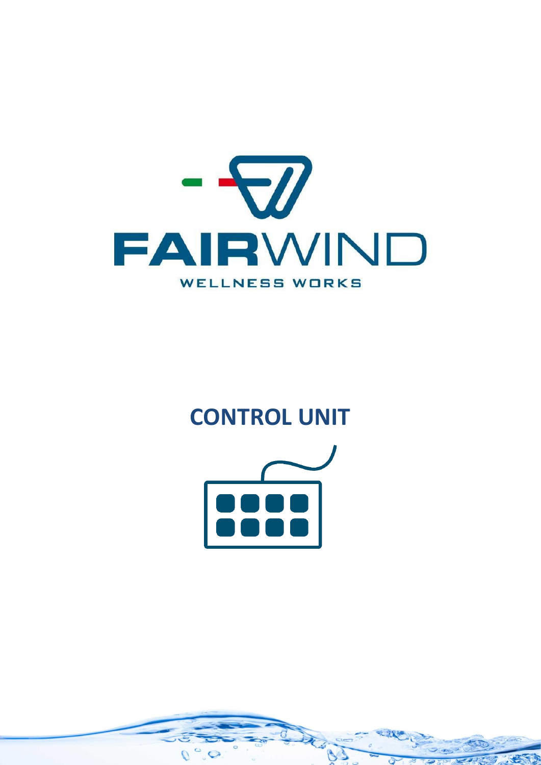FAIRWIND

WELLNESS WORKS

# CONTROL UNIT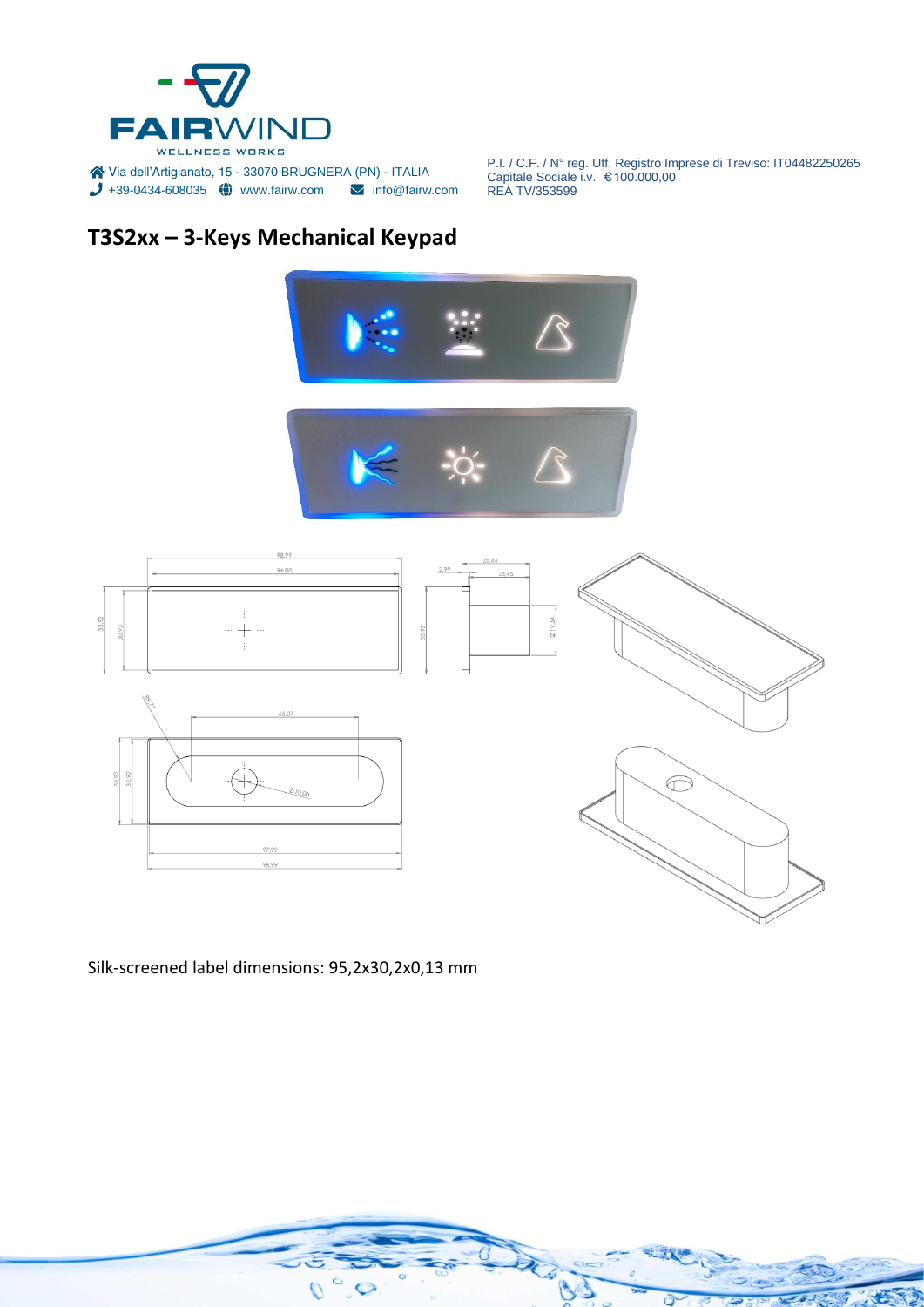## T3S2xx – 3-Keys Mechanical Keypad

Silk-screened label dimensions: 95,2x30,2x0,13 mm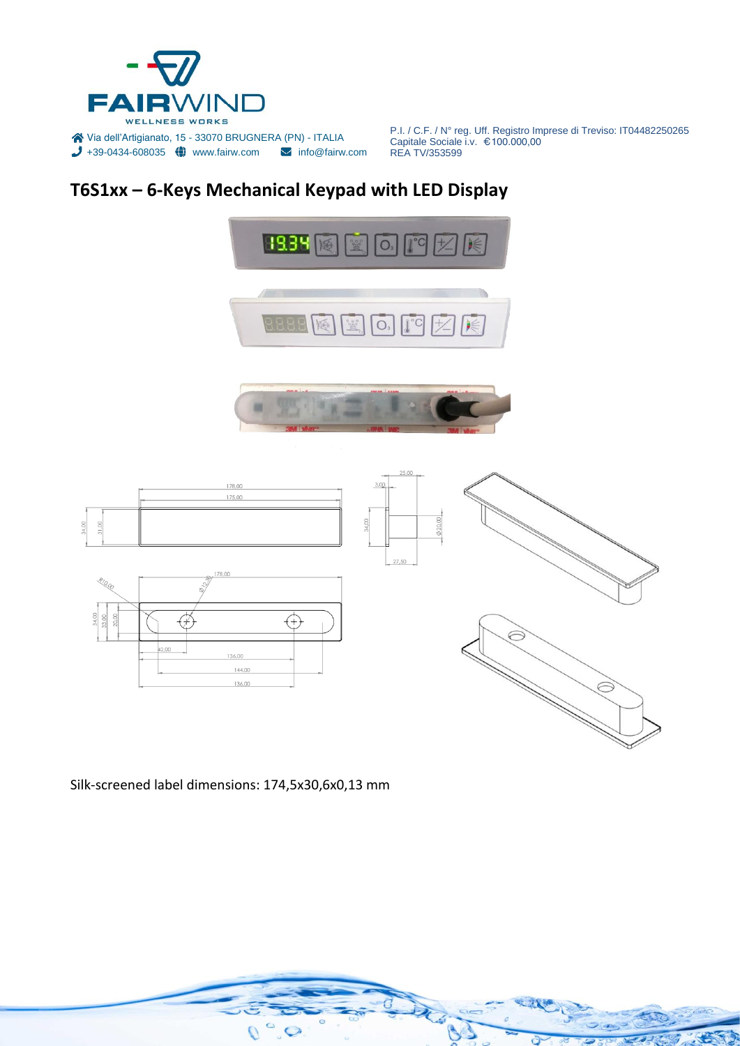Via dell'Artigianato, 15 - 33070 BRUGNERA (PN) - ITALIA
+39-0434-608035 www.fairw.com info@fairw.com

P.I. / C.F. / N° reg. Uff. Registro Imprese di Treviso: IT04482250265
Capitale Sociale i.v. €100.000,00
REA TV/353599

## T6S1xx – 6-Keys Mechanical Keypad with LED Display

Silk-screened label dimensions: 174,5x30,6x0,13 mm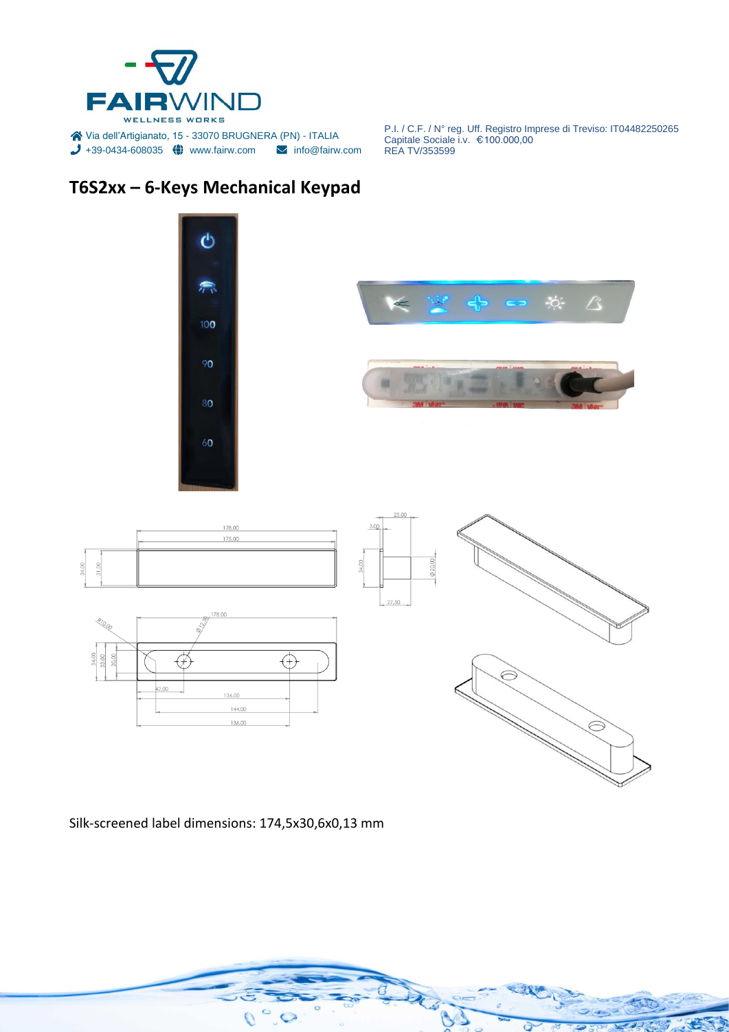## T6S2xx – 6-Keys Mechanical Keypad

Silk-screened label dimensions: 174,5x30,6x0,13 mm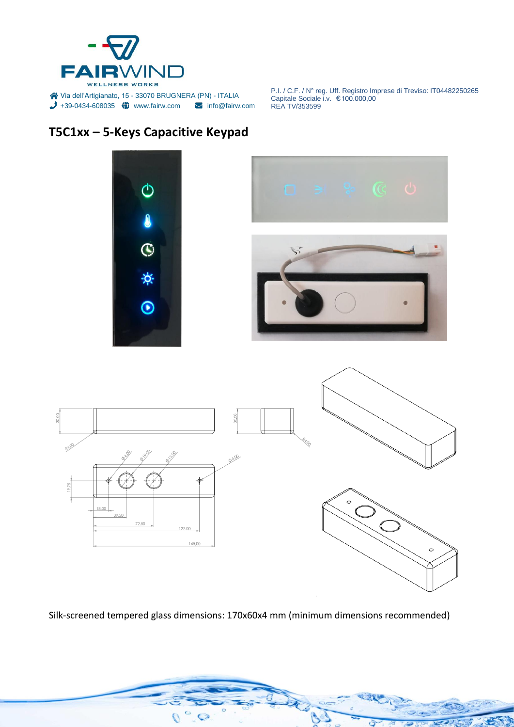## T5C1xx – 5-Keys Capacitive Keypad

Silk-screened tempered glass dimensions: 170x60x4 mm (minimum dimensions recommended)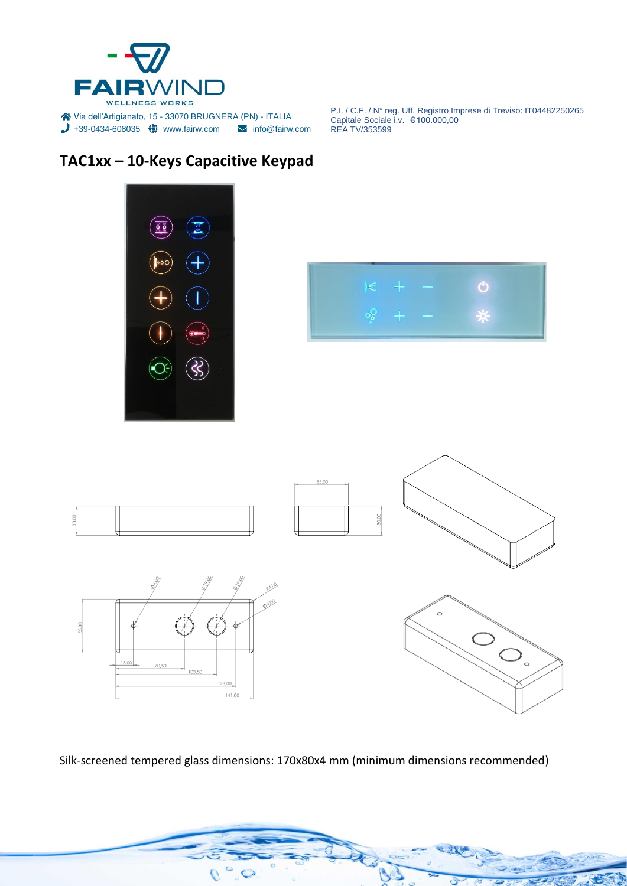## TAC1xx – 10-Keys Capacitive Keypad

Silk-screened tempered glass dimensions: 170x80x4 mm (minimum dimensions recommended)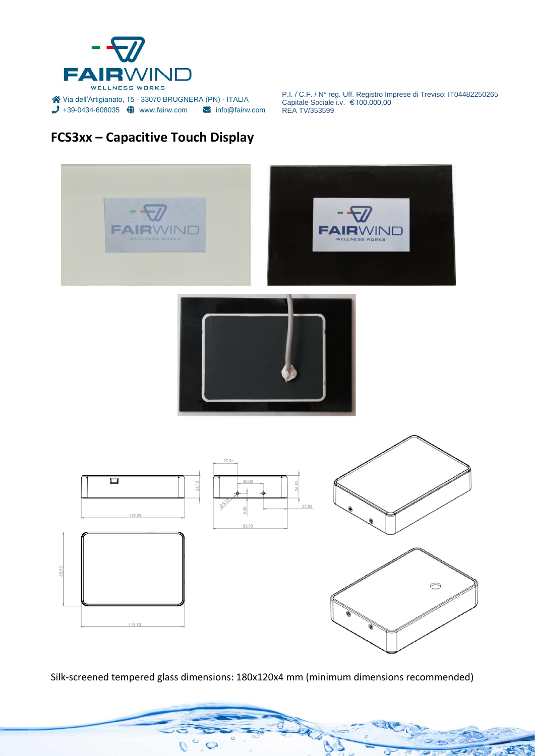## FCS3xx – Capacitive Touch Display

Silk-screened tempered glass dimensions: 180x120x4 mm (minimum dimensions recommended)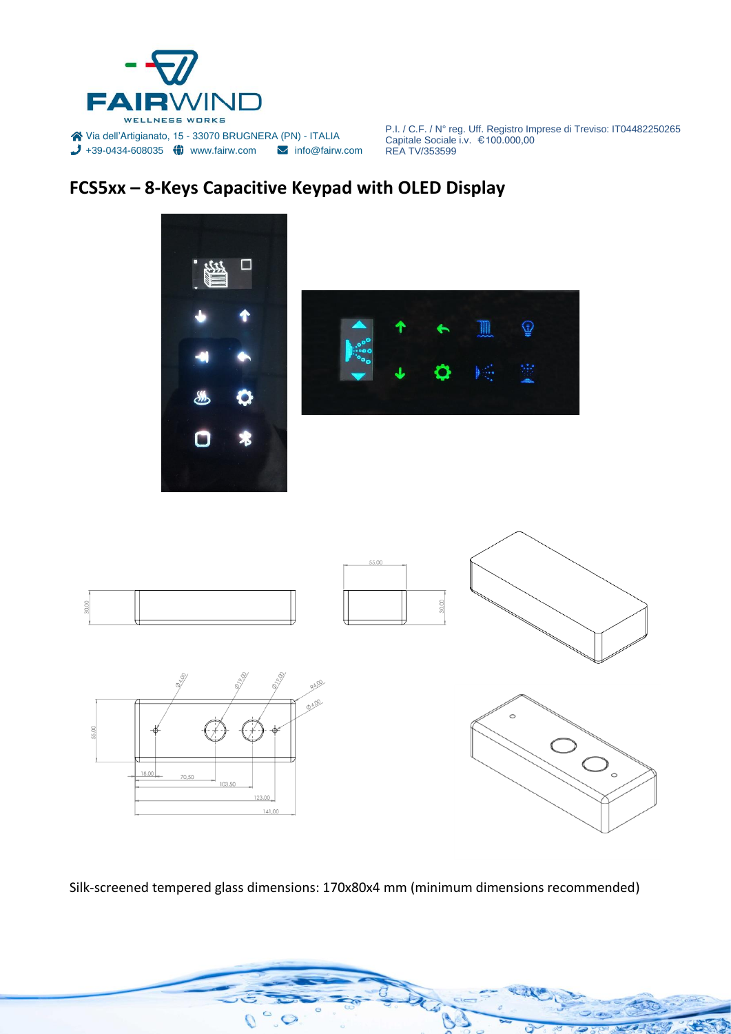FAIRWIND
WELLNESS WORKS

Via dell'Artigianato, 15 - 33070 BRUGNERA (PN) - ITALIA
+39-0434-608035 www.fairw.com info@fairw.com

P.I. / C.F. / N° reg. Uff. Registro Imprese di Treviso: IT04482250265
Capitale Sociale i.v. €100.000,00
REA TV/353599

## FCS5xx – 8-Keys Capacitive Keypad with OLED Display

Silk-screened tempered glass dimensions: 170x80x4 mm (minimum dimensions recommended)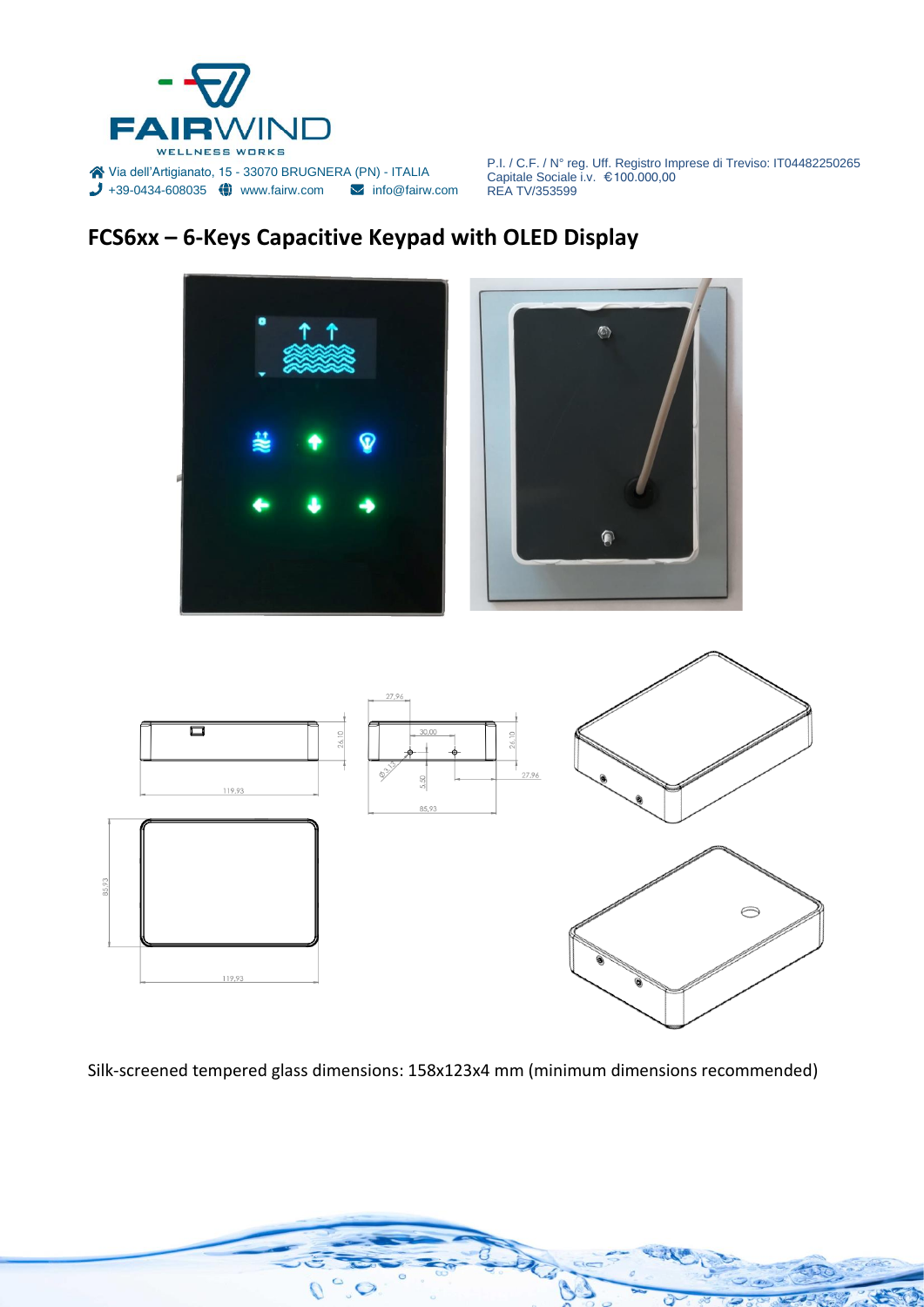## FCS6xx – 6-Keys Capacitive Keypad with OLED Display

Silk-screened tempered glass dimensions: 158x123x4 mm (minimum dimensions recommended)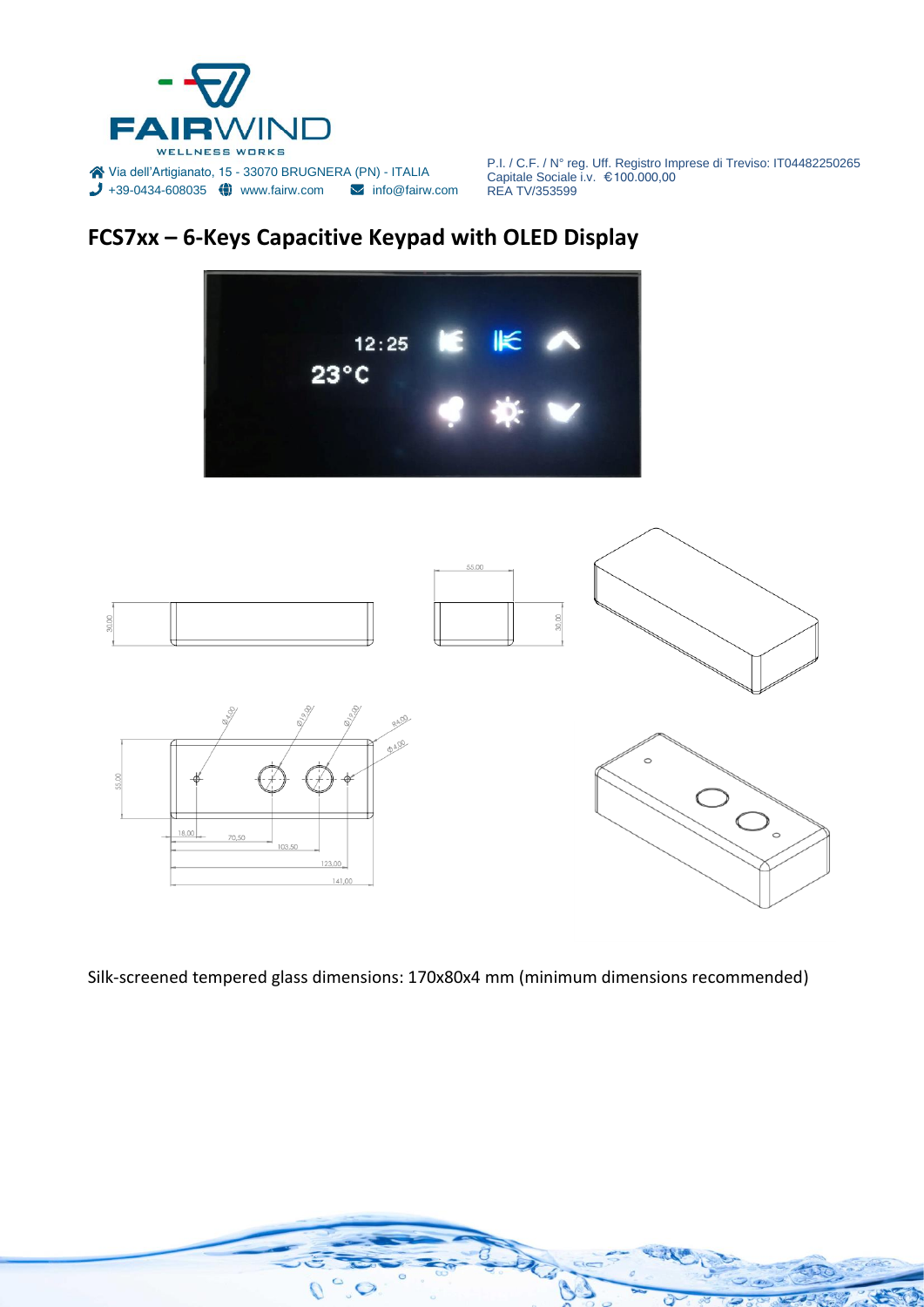## FCS7xx – 6-Keys Capacitive Keypad with OLED Display

Silk-screened tempered glass dimensions: 170x80x4 mm (minimum dimensions recommended)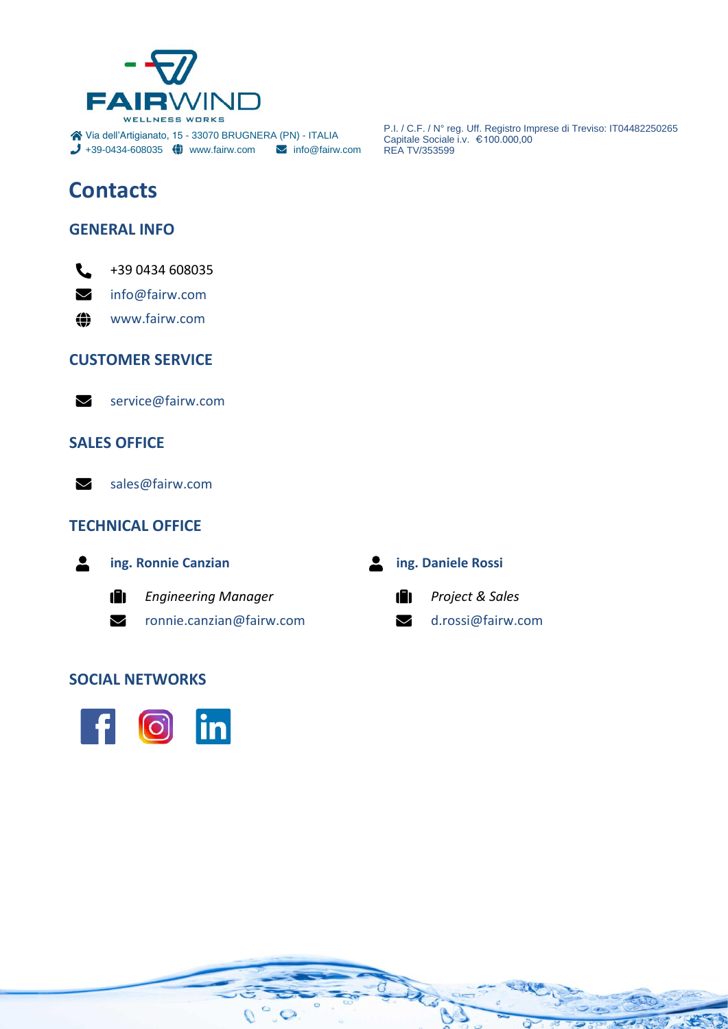FAIRWIND WELLNESS WORKS

Via dell'Artigianato, 15 - 33070 BRUGNERA (PN) - ITALIA
+39-0434-608035 www.fairw.com info@fairw.com

P.I. / C.F. / N° reg. Uff. Registro Imprese di Treviso: IT04482250265
Capitale Sociale i.v. €100.000,00
REA TV/353599

# Contacts

## GENERAL INFO

- +39 0434 608035
- info@fairw.com
- www.fairw.com

## CUSTOMER SERVICE

- service@fairw.com

## SALES OFFICE

- sales@fairw.com

## TECHNICAL OFFICE

**ing. Ronnie Canzian**

- *Engineering Manager*
- ronnie.canzian@fairw.com

**ing. Daniele Rossi**

- *Project & Sales*
- d.rossi@fairw.com

## SOCIAL NETWORKS